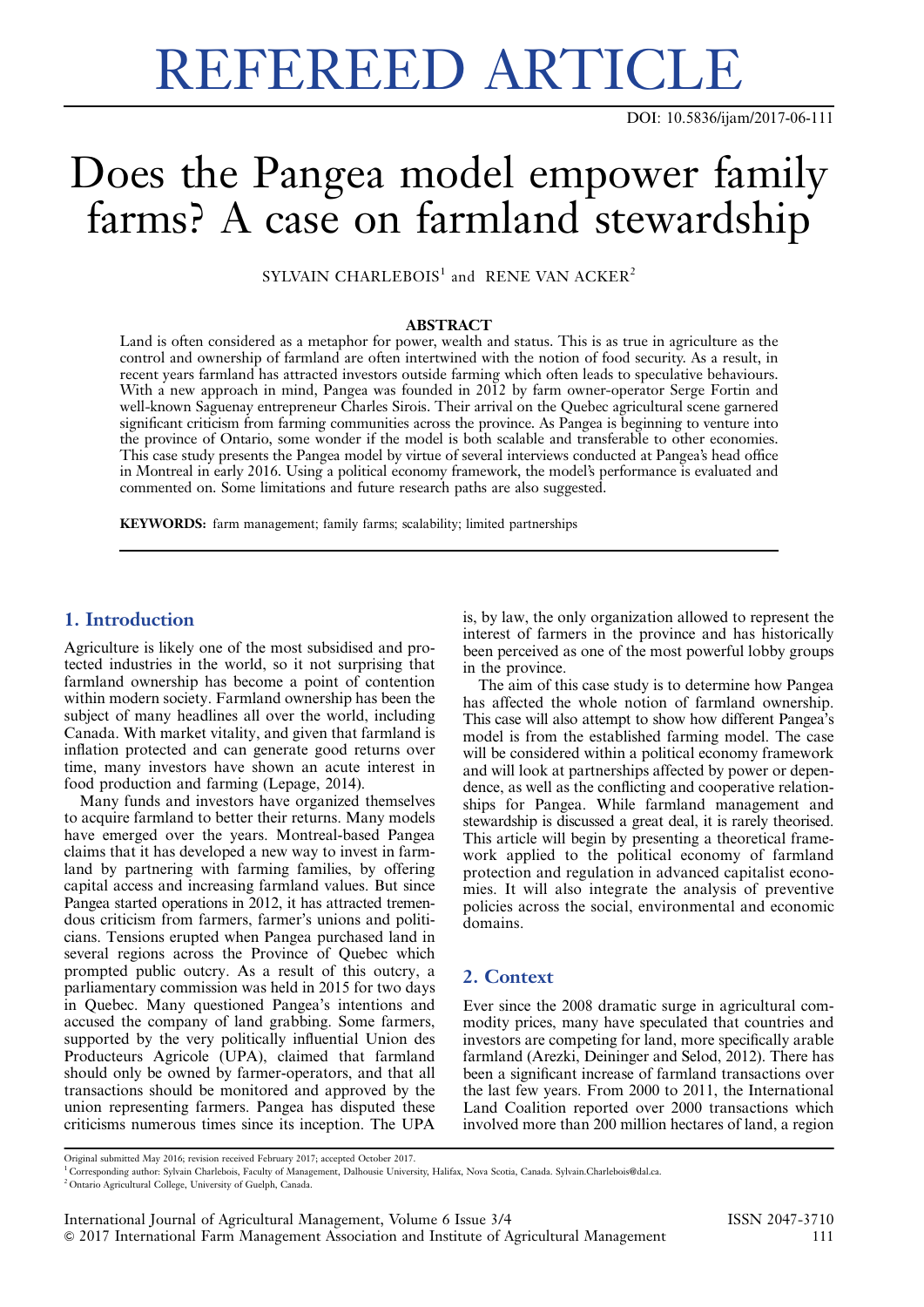# REFEREED ARTICLE

DOI: 10.5836/ijam/2017-06-111

# Does the Pangea model empower family farms? A case on farmland stewardship

SYLVAIN CHARLEBOIS[1] and RENE VAN ACKER[2]

### ABSTRACT

Land is often considered as a metaphor for power, wealth and status. This is as true in agriculture as the control and ownership of farmland are often intertwined with the notion of food security. As a result, in recent years farmland has attracted investors outside farming which often leads to speculative behaviours. With a new approach in mind, Pangea was founded in 2012 by farm owner-operator Serge Fortin and well-known Saguenay entrepreneur Charles Sirois. Their arrival on the Quebec agricultural scene garnered significant criticism from farming communities across the province. As Pangea is beginning to venture into the province of Ontario, some wonder if the model is both scalable and transferable to other economies. This case study presents the Pangea model by virtue of several interviews conducted at Pangea's head office in Montreal in early 2016. Using a political economy framework, the model's performance is evaluated and commented on. Some limitations and future research paths are also suggested.

**KEYWORDS:** farm management; family farms; scalability; limited partnerships

## 1. Introduction

Agriculture is likely one of the most subsidised and protected industries in the world, so it not surprising that farmland ownership has become a point of contention within modern society. Farmland ownership has been the subject of many headlines all over the world, including Canada. With market vitality, and given that farmland is inflation protected and can generate good returns over time, many investors have shown an acute interest in food production and farming (Lepage, 2014).

Many funds and investors have organized themselves to acquire farmland to better their returns. Many models have emerged over the years. Montreal-based Pangea claims that it has developed a new way to invest in farmland by partnering with farming families, by offering capital access and increasing farmland values. But since Pangea started operations in 2012, it has attracted tremendous criticism from farmers, farmer's unions and politicians. Tensions erupted when Pangea purchased land in several regions across the Province of Quebec which prompted public outcry. As a result of this outcry, a parliamentary commission was held in 2015 for two days in Quebec. Many questioned Pangea's intentions and accused the company of land grabbing. Some farmers, supported by the very politically influential Union des Producteurs Agricole (UPA), claimed that farmland should only be owned by farmer-operators, and that all transactions should be monitored and approved by the union representing farmers. Pangea has disputed these criticisms numerous times since its inception. The UPA is, by law, the only organization allowed to represent the interest of farmers in the province and has historically been perceived as one of the most powerful lobby groups in the province.

The aim of this case study is to determine how Pangea has affected the whole notion of farmland ownership. This case will also attempt to show how different Pangea's model is from the established farming model. The case will be considered within a political economy framework and will look at partnerships affected by power or dependence, as well as the conflicting and cooperative relationships for Pangea. While farmland management and stewardship is discussed a great deal, it is rarely theorised. This article will begin by presenting a theoretical framework applied to the political economy of farmland protection and regulation in advanced capitalist economies. It will also integrate the analysis of preventive policies across the social, environmental and economic domains.

## 2. Context

Ever since the 2008 dramatic surge in agricultural commodity prices, many have speculated that countries and investors are competing for land, more specifically arable farmland (Arezki, Deininger and Selod, 2012). There has been a significant increase of farmland transactions over the last few years. From 2000 to 2011, the International Land Coalition reported over 2000 transactions which involved more than 200 million hectares of land, a region

---

Original submitted May 2016; revision received February 2017; accepted October 2017.

[1] Corresponding author: Sylvain Charlebois, Faculty of Management, Dalhousie University, Halifax, Nova Scotia, Canada. Sylvain.Charlebois@dal.ca.

[2] Ontario Agricultural College, University of Guelph, Canada.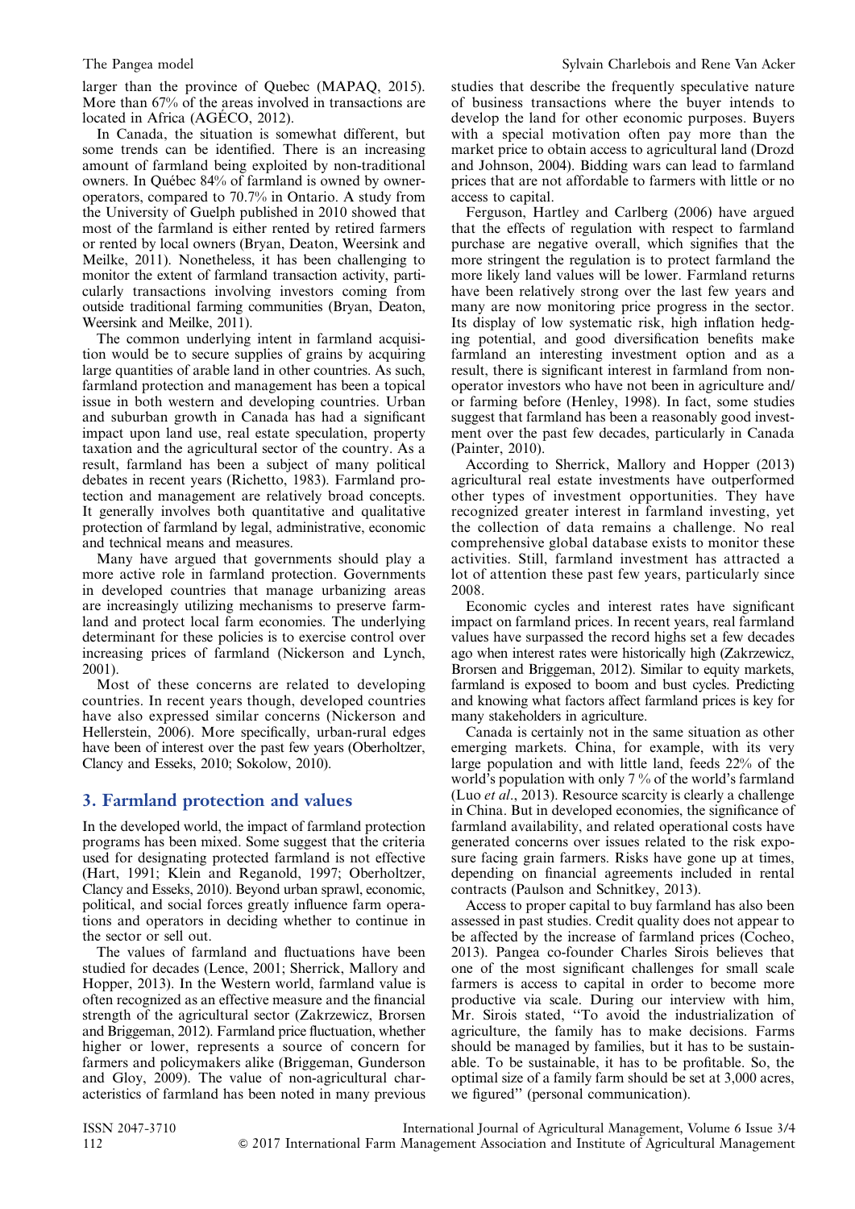larger than the province of Quebec (MAPAQ, 2015). More than 67% of the areas involved in transactions are located in Africa (AGÉCO, 2012).

In Canada, the situation is somewhat different, but some trends can be identified. There is an increasing amount of farmland being exploited by non-traditional owners. In Québec 84% of farmland is owned by owner-operators, compared to 70.7% in Ontario. A study from the University of Guelph published in 2010 showed that most of the farmland is either rented by retired farmers or rented by local owners (Bryan, Deaton, Weersink and Meilke, 2011). Nonetheless, it has been challenging to monitor the extent of farmland transaction activity, particularly transactions involving investors coming from outside traditional farming communities (Bryan, Deaton, Weersink and Meilke, 2011).

The common underlying intent in farmland acquisition would be to secure supplies of grains by acquiring large quantities of arable land in other countries. As such, farmland protection and management has been a topical issue in both western and developing countries. Urban and suburban growth in Canada has had a significant impact upon land use, real estate speculation, property taxation and the agricultural sector of the country. As a result, farmland has been a subject of many political debates in recent years (Richetto, 1983). Farmland protection and management are relatively broad concepts. It generally involves both quantitative and qualitative protection of farmland by legal, administrative, economic and technical means and measures.

Many have argued that governments should play a more active role in farmland protection. Governments in developed countries that manage urbanizing areas are increasingly utilizing mechanisms to preserve farmland and protect local farm economies. The underlying determinant for these policies is to exercise control over increasing prices of farmland (Nickerson and Lynch, 2001).

Most of these concerns are related to developing countries. In recent years though, developed countries have also expressed similar concerns (Nickerson and Hellerstein, 2006). More specifically, urban-rural edges have been of interest over the past few years (Oberholtzer, Clancy and Esseks, 2010; Sokolow, 2010).

## 3. Farmland protection and values

In the developed world, the impact of farmland protection programs has been mixed. Some suggest that the criteria used for designating protected farmland is not effective (Hart, 1991; Klein and Reganold, 1997; Oberholtzer, Clancy and Esseks, 2010). Beyond urban sprawl, economic, political, and social forces greatly influence farm operations and operators in deciding whether to continue in the sector or sell out.

The values of farmland and fluctuations have been studied for decades (Lence, 2001; Sherrick, Mallory and Hopper, 2013). In the Western world, farmland value is often recognized as an effective measure and the financial strength of the agricultural sector (Zakrzewicz, Brorsen and Briggeman, 2012). Farmland price fluctuation, whether higher or lower, represents a source of concern for farmers and policymakers alike (Briggeman, Gunderson and Gloy, 2009). The value of non-agricultural characteristics of farmland has been noted in many previous studies that describe the frequently speculative nature of business transactions where the buyer intends to develop the land for other economic purposes. Buyers with a special motivation often pay more than the market price to obtain access to agricultural land (Drozd and Johnson, 2004). Bidding wars can lead to farmland prices that are not affordable to farmers with little or no access to capital.

Ferguson, Hartley and Carlberg (2006) have argued that the effects of regulation with respect to farmland purchase are negative overall, which signifies that the more stringent the regulation is to protect farmland the more likely land values will be lower. Farmland returns have been relatively strong over the last few years and many are now monitoring price progress in the sector. Its display of low systematic risk, high inflation hedging potential, and good diversification benefits make farmland an interesting investment option and as a result, there is significant interest in farmland from non-operator investors who have not been in agriculture and/or farming before (Henley, 1998). In fact, some studies suggest that farmland has been a reasonably good investment over the past few decades, particularly in Canada (Painter, 2010).

According to Sherrick, Mallory and Hopper (2013) agricultural real estate investments have outperformed other types of investment opportunities. They have recognized greater interest in farmland investing, yet the collection of data remains a challenge. No real comprehensive global database exists to monitor these activities. Still, farmland investment has attracted a lot of attention these past few years, particularly since 2008.

Economic cycles and interest rates have significant impact on farmland prices. In recent years, real farmland values have surpassed the record highs set a few decades ago when interest rates were historically high (Zakrzewicz, Brorsen and Briggeman, 2012). Similar to equity markets, farmland is exposed to boom and bust cycles. Predicting and knowing what factors affect farmland prices is key for many stakeholders in agriculture.

Canada is certainly not in the same situation as other emerging markets. China, for example, with its very large population and with little land, feeds 22% of the world's population with only 7 % of the world's farmland (Luo *et al*., 2013). Resource scarcity is clearly a challenge in China. But in developed economies, the significance of farmland availability, and related operational costs have generated concerns over issues related to the risk exposure facing grain farmers. Risks have gone up at times, depending on financial agreements included in rental contracts (Paulson and Schnitkey, 2013).

Access to proper capital to buy farmland has also been assessed in past studies. Credit quality does not appear to be affected by the increase of farmland prices (Cocheo, 2013). Pangea co-founder Charles Sirois believes that one of the most significant challenges for small scale farmers is access to capital in order to become more productive via scale. During our interview with him, Mr. Sirois stated, "To avoid the industrialization of agriculture, the family has to make decisions. Farms should be managed by families, but it has to be sustainable. To be sustainable, it has to be profitable. So, the optimal size of a family farm should be set at 3,000 acres, we figured" (personal communication).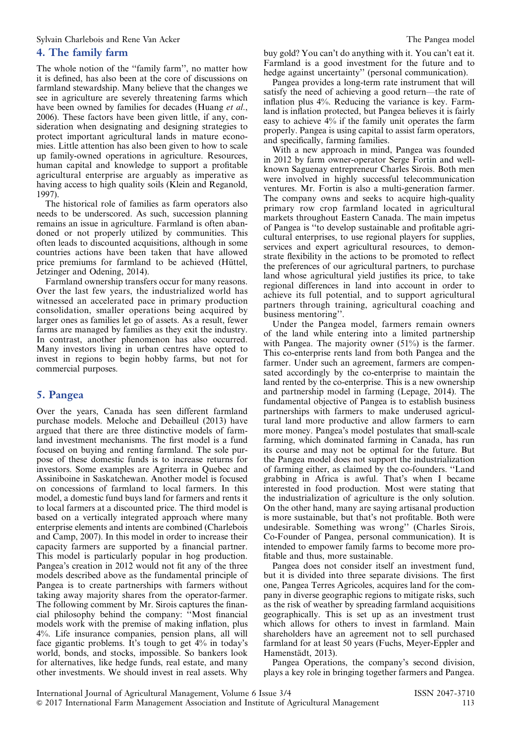## 4. The family farm

The whole notion of the ''family farm'', no matter how it is defined, has also been at the core of discussions on farmland stewardship. Many believe that the changes we see in agriculture are severely threatening farms which have been owned by families for decades (Huang *et al.*, 2006). These factors have been given little, if any, consideration when designating and designing strategies to protect important agricultural lands in mature economies. Little attention has also been given to how to scale up family-owned operations in agriculture. Resources, human capital and knowledge to support a profitable agricultural enterprise are arguably as imperative as having access to high quality soils (Klein and Reganold, 1997).

The historical role of families as farm operators also needs to be underscored. As such, succession planning remains an issue in agriculture. Farmland is often abandoned or not properly utilized by communities. This often leads to discounted acquisitions, although in some countries actions have been taken that have allowed price premiums for farmland to be achieved (Hüttel, Jetzinger and Odening, 2014).

Farmland ownership transfers occur for many reasons. Over the last few years, the industrialized world has witnessed an accelerated pace in primary production consolidation, smaller operations being acquired by larger ones as families let go of assets. As a result, fewer farms are managed by families as they exit the industry. In contrast, another phenomenon has also occurred. Many investors living in urban centres have opted to invest in regions to begin hobby farms, but not for commercial purposes.

## 5. Pangea

Over the years, Canada has seen different farmland purchase models. Meloche and Debailleul (2013) have argued that there are three distinctive models of farmland investment mechanisms. The first model is a fund focused on buying and renting farmland. The sole purpose of these domestic funds is to increase returns for investors. Some examples are Agriterra in Quebec and Assiniboine in Saskatchewan. Another model is focused on concessions of farmland to local farmers. In this model, a domestic fund buys land for farmers and rents it to local farmers at a discounted price. The third model is based on a vertically integrated approach where many enterprise elements and intents are combined (Charlebois and Camp, 2007). In this model in order to increase their capacity farmers are supported by a financial partner. This model is particularly popular in hog production. Pangea's creation in 2012 would not fit any of the three models described above as the fundamental principle of Pangea is to create partnerships with farmers without taking away majority shares from the operator-farmer. The following comment by Mr. Sirois captures the financial philosophy behind the company: ''Most financial models work with the premise of making inflation, plus 4%. Life insurance companies, pension plans, all will face gigantic problems. It's tough to get 4% in today's world, bonds, and stocks, impossible. So bankers look for alternatives, like hedge funds, real estate, and many other investments. We should invest in real assets. Why buy gold? You can't do anything with it. You can't eat it. Farmland is a good investment for the future and to hedge against uncertainty'' (personal communication).

Pangea provides a long-term rate instrument that will satisfy the need of achieving a good return—the rate of inflation plus 4%. Reducing the variance is key. Farmland is inflation protected, but Pangea believes it is fairly easy to achieve 4% if the family unit operates the farm properly. Pangea is using capital to assist farm operators, and specifically, farming families.

With a new approach in mind, Pangea was founded in 2012 by farm owner-operator Serge Fortin and well-known Saguenay entrepreneur Charles Sirois. Both men were involved in highly successful telecommunication ventures. Mr. Fortin is also a multi-generation farmer. The company owns and seeks to acquire high-quality primary row crop farmland located in agricultural markets throughout Eastern Canada. The main impetus of Pangea is ''to develop sustainable and profitable agricultural enterprises, to use regional players for supplies, services and expert agricultural resources, to demonstrate flexibility in the actions to be promoted to reflect the preferences of our agricultural partners, to purchase land whose agricultural yield justifies its price, to take regional differences in land into account in order to achieve its full potential, and to support agricultural partners through training, agricultural coaching and business mentoring''.

Under the Pangea model, farmers remain owners of the land while entering into a limited partnership with Pangea. The majority owner (51%) is the farmer. This co-enterprise rents land from both Pangea and the farmer. Under such an agreement, farmers are compensated accordingly by the co-enterprise to maintain the land rented by the co-enterprise. This is a new ownership and partnership model in farming (Lepage, 2014). The fundamental objective of Pangea is to establish business partnerships with farmers to make underused agricultural land more productive and allow farmers to earn more money. Pangea's model postulates that small-scale farming, which dominated farming in Canada, has run its course and may not be optimal for the future. But the Pangea model does not support the industrialization of farming either, as claimed by the co-founders. ''Land grabbing in Africa is awful. That's when I became interested in food production. Most were stating that the industrialization of agriculture is the only solution. On the other hand, many are saying artisanal production is more sustainable, but that's not profitable. Both were undesirable. Something was wrong'' (Charles Sirois, Co-Founder of Pangea, personal communication). It is intended to empower family farms to become more profitable and thus, more sustainable.

Pangea does not consider itself an investment fund, but it is divided into three separate divisions. The first one, Pangea Terres Agricoles, acquires land for the company in diverse geographic regions to mitigate risks, such as the risk of weather by spreading farmland acquisitions geographically. This is set up as an investment trust which allows for others to invest in farmland. Main shareholders have an agreement not to sell purchased farmland for at least 50 years (Fuchs, Meyer-Eppler and Hamenstädt, 2013).

Pangea Operations, the company's second division, plays a key role in bringing together farmers and Pangea.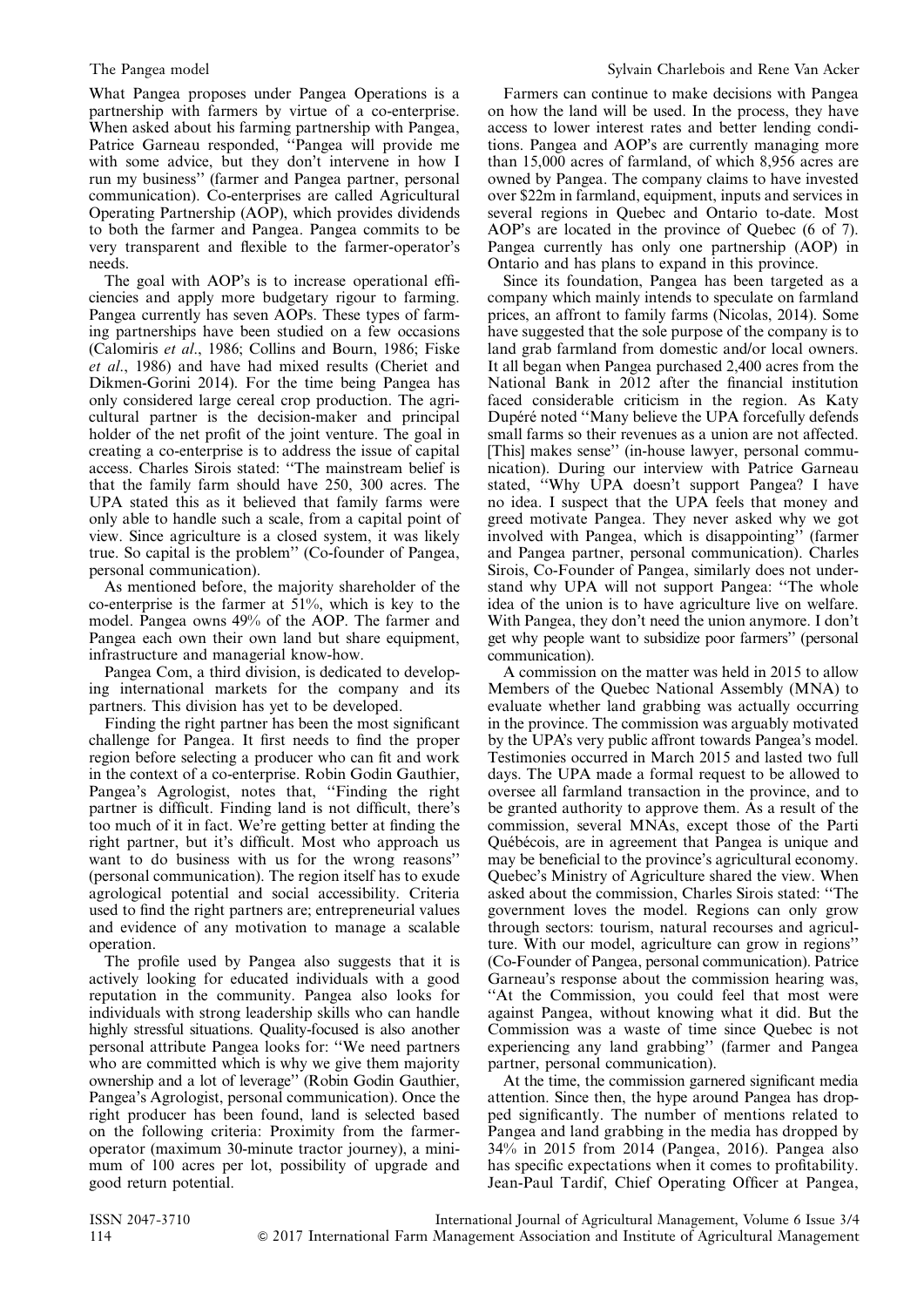What Pangea proposes under Pangea Operations is a partnership with farmers by virtue of a co-enterprise. When asked about his farming partnership with Pangea, Patrice Garneau responded, ''Pangea will provide me with some advice, but they don't intervene in how I run my business'' (farmer and Pangea partner, personal communication). Co-enterprises are called Agricultural Operating Partnership (AOP), which provides dividends to both the farmer and Pangea. Pangea commits to be very transparent and flexible to the farmer-operator's needs.

The goal with AOP's is to increase operational efficiencies and apply more budgetary rigour to farming. Pangea currently has seven AOPs. These types of farming partnerships have been studied on a few occasions (Calomiris *et al*., 1986; Collins and Bourn, 1986; Fiske *et al*., 1986) and have had mixed results (Cheriet and Dikmen-Gorini 2014). For the time being Pangea has only considered large cereal crop production. The agricultural partner is the decision-maker and principal holder of the net profit of the joint venture. The goal in creating a co-enterprise is to address the issue of capital access. Charles Sirois stated: ''The mainstream belief is that the family farm should have 250, 300 acres. The UPA stated this as it believed that family farms were only able to handle such a scale, from a capital point of view. Since agriculture is a closed system, it was likely true. So capital is the problem'' (Co-founder of Pangea, personal communication).

As mentioned before, the majority shareholder of the co-enterprise is the farmer at 51%, which is key to the model. Pangea owns 49% of the AOP. The farmer and Pangea each own their own land but share equipment, infrastructure and managerial know-how.

Pangea Com, a third division, is dedicated to developing international markets for the company and its partners. This division has yet to be developed.

Finding the right partner has been the most significant challenge for Pangea. It first needs to find the proper region before selecting a producer who can fit and work in the context of a co-enterprise. Robin Godin Gauthier, Pangea's Agrologist, notes that, ''Finding the right partner is difficult. Finding land is not difficult, there's too much of it in fact. We're getting better at finding the right partner, but it's difficult. Most who approach us want to do business with us for the wrong reasons'' (personal communication). The region itself has to exude agrological potential and social accessibility. Criteria used to find the right partners are; entrepreneurial values and evidence of any motivation to manage a scalable operation.

The profile used by Pangea also suggests that it is actively looking for educated individuals with a good reputation in the community. Pangea also looks for individuals with strong leadership skills who can handle highly stressful situations. Quality-focused is also another personal attribute Pangea looks for: ''We need partners who are committed which is why we give them majority ownership and a lot of leverage'' (Robin Godin Gauthier, Pangea's Agrologist, personal communication). Once the right producer has been found, land is selected based on the following criteria: Proximity from the farmer-operator (maximum 30-minute tractor journey), a minimum of 100 acres per lot, possibility of upgrade and good return potential.

Farmers can continue to make decisions with Pangea on how the land will be used. In the process, they have access to lower interest rates and better lending conditions. Pangea and AOP's are currently managing more than 15,000 acres of farmland, of which 8,956 acres are owned by Pangea. The company claims to have invested over \$22m in farmland, equipment, inputs and services in several regions in Quebec and Ontario to-date. Most AOP's are located in the province of Quebec (6 of 7). Pangea currently has only one partnership (AOP) in Ontario and has plans to expand in this province.

Since its foundation, Pangea has been targeted as a company which mainly intends to speculate on farmland prices, an affront to family farms (Nicolas, 2014). Some have suggested that the sole purpose of the company is to land grab farmland from domestic and/or local owners. It all began when Pangea purchased 2,400 acres from the National Bank in 2012 after the financial institution faced considerable criticism in the region. As Katy Dupéré noted ''Many believe the UPA forcefully defends small farms so their revenues as a union are not affected. [This] makes sense'' (in-house lawyer, personal communication). During our interview with Patrice Garneau stated, ''Why UPA doesn't support Pangea? I have no idea. I suspect that the UPA feels that money and greed motivate Pangea. They never asked why we got involved with Pangea, which is disappointing'' (farmer and Pangea partner, personal communication). Charles Sirois, Co-Founder of Pangea, similarly does not understand why UPA will not support Pangea: ''The whole idea of the union is to have agriculture live on welfare. With Pangea, they don't need the union anymore. I don't get why people want to subsidize poor farmers'' (personal communication).

A commission on the matter was held in 2015 to allow Members of the Quebec National Assembly (MNA) to evaluate whether land grabbing was actually occurring in the province. The commission was arguably motivated by the UPA's very public affront towards Pangea's model. Testimonies occurred in March 2015 and lasted two full days. The UPA made a formal request to be allowed to oversee all farmland transaction in the province, and to be granted authority to approve them. As a result of the commission, several MNAs, except those of the Parti Québécois, are in agreement that Pangea is unique and may be beneficial to the province's agricultural economy. Quebec's Ministry of Agriculture shared the view. When asked about the commission, Charles Sirois stated: ''The government loves the model. Regions can only grow through sectors: tourism, natural recourses and agriculture. With our model, agriculture can grow in regions'' (Co-Founder of Pangea, personal communication). Patrice Garneau's response about the commission hearing was, ''At the Commission, you could feel that most were against Pangea, without knowing what it did. But the Commission was a waste of time since Quebec is not experiencing any land grabbing'' (farmer and Pangea partner, personal communication).

At the time, the commission garnered significant media attention. Since then, the hype around Pangea has dropped significantly. The number of mentions related to Pangea and land grabbing in the media has dropped by 34% in 2015 from 2014 (Pangea, 2016). Pangea also has specific expectations when it comes to profitability. Jean-Paul Tardif, Chief Operating Officer at Pangea,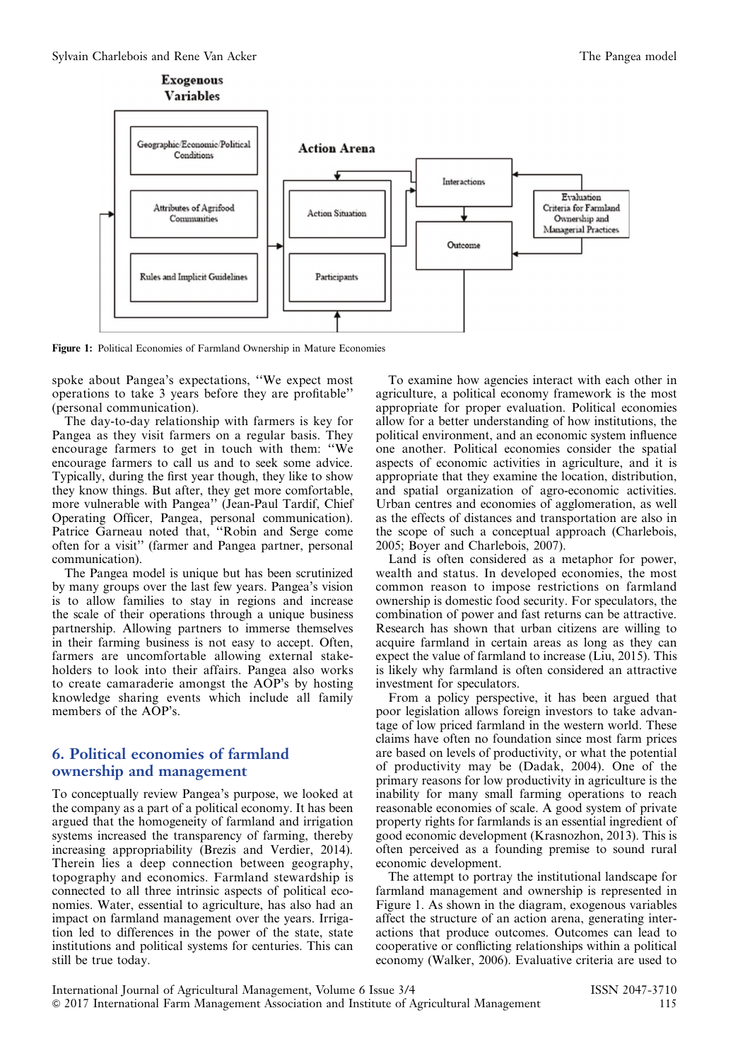Figure 1: Political Economies of Farmland Ownership in Mature Economies

spoke about Pangea's expectations, ''We expect most operations to take 3 years before they are profitable'' (personal communication).

The day-to-day relationship with farmers is key for Pangea as they visit farmers on a regular basis. They encourage farmers to get in touch with them: ''We encourage farmers to call us and to seek some advice. Typically, during the first year though, they like to show they know things. But after, they get more comfortable, more vulnerable with Pangea'' (Jean-Paul Tardif, Chief Operating Officer, Pangea, personal communication). Patrice Garneau noted that, ''Robin and Serge come often for a visit'' (farmer and Pangea partner, personal communication).

The Pangea model is unique but has been scrutinized by many groups over the last few years. Pangea's vision is to allow families to stay in regions and increase the scale of their operations through a unique business partnership. Allowing partners to immerse themselves in their farming business is not easy to accept. Often, farmers are uncomfortable allowing external stakeholders to look into their affairs. Pangea also works to create camaraderie amongst the AOP's by hosting knowledge sharing events which include all family members of the AOP's.

## 6. Political economies of farmland ownership and management

To conceptually review Pangea's purpose, we looked at the company as a part of a political economy. It has been argued that the homogeneity of farmland and irrigation systems increased the transparency of farming, thereby increasing appropriability (Brezis and Verdier, 2014). Therein lies a deep connection between geography, topography and economics. Farmland stewardship is connected to all three intrinsic aspects of political economies. Water, essential to agriculture, has also had an impact on farmland management over the years. Irrigation led to differences in the power of the state, state institutions and political systems for centuries. This can still be true today.

To examine how agencies interact with each other in agriculture, a political economy framework is the most appropriate for proper evaluation. Political economies allow for a better understanding of how institutions, the political environment, and an economic system influence one another. Political economies consider the spatial aspects of economic activities in agriculture, and it is appropriate that they examine the location, distribution, and spatial organization of agro-economic activities. Urban centres and economies of agglomeration, as well as the effects of distances and transportation are also in the scope of such a conceptual approach (Charlebois, 2005; Boyer and Charlebois, 2007).

Land is often considered as a metaphor for power, wealth and status. In developed economies, the most common reason to impose restrictions on farmland ownership is domestic food security. For speculators, the combination of power and fast returns can be attractive. Research has shown that urban citizens are willing to acquire farmland in certain areas as long as they can expect the value of farmland to increase (Liu, 2015). This is likely why farmland is often considered an attractive investment for speculators.

From a policy perspective, it has been argued that poor legislation allows foreign investors to take advantage of low priced farmland in the western world. These claims have often no foundation since most farm prices are based on levels of productivity, or what the potential of productivity may be (Dadak, 2004). One of the primary reasons for low productivity in agriculture is the inability for many small farming operations to reach reasonable economies of scale. A good system of private property rights for farmlands is an essential ingredient of good economic development (Krasnozhon, 2013). This is often perceived as a founding premise to sound rural economic development.

The attempt to portray the institutional landscape for farmland management and ownership is represented in Figure 1. As shown in the diagram, exogenous variables affect the structure of an action arena, generating interactions that produce outcomes. Outcomes can lead to cooperative or conflicting relationships within a political economy (Walker, 2006). Evaluative criteria are used to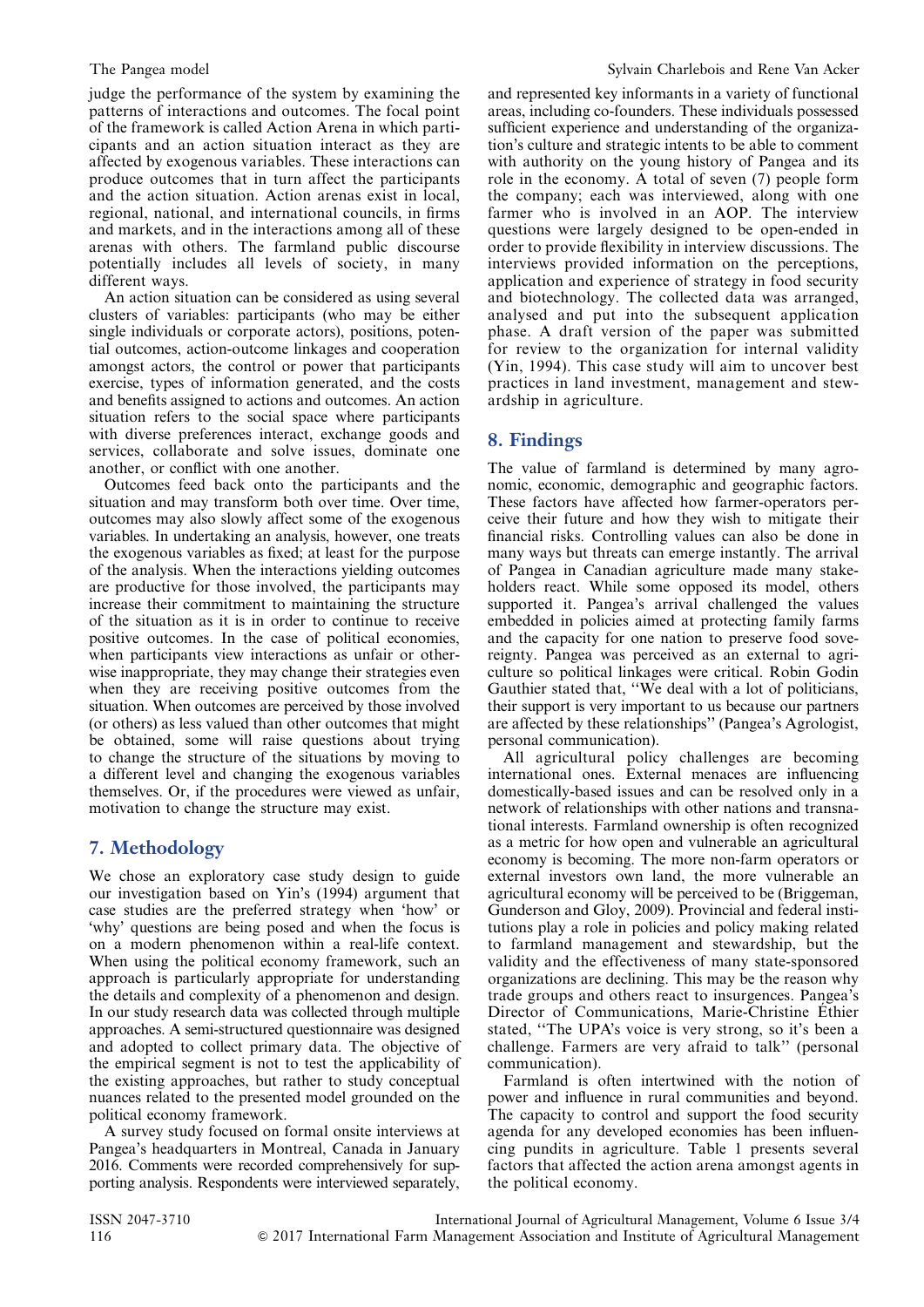judge the performance of the system by examining the patterns of interactions and outcomes. The focal point of the framework is called Action Arena in which participants and an action situation interact as they are affected by exogenous variables. These interactions can produce outcomes that in turn affect the participants and the action situation. Action arenas exist in local, regional, national, and international councils, in firms and markets, and in the interactions among all of these arenas with others. The farmland public discourse potentially includes all levels of society, in many different ways.

An action situation can be considered as using several clusters of variables: participants (who may be either single individuals or corporate actors), positions, potential outcomes, action-outcome linkages and cooperation amongst actors, the control or power that participants exercise, types of information generated, and the costs and benefits assigned to actions and outcomes. An action situation refers to the social space where participants with diverse preferences interact, exchange goods and services, collaborate and solve issues, dominate one another, or conflict with one another.

Outcomes feed back onto the participants and the situation and may transform both over time. Over time, outcomes may also slowly affect some of the exogenous variables. In undertaking an analysis, however, one treats the exogenous variables as fixed; at least for the purpose of the analysis. When the interactions yielding outcomes are productive for those involved, the participants may increase their commitment to maintaining the structure of the situation as it is in order to continue to receive positive outcomes. In the case of political economies, when participants view interactions as unfair or otherwise inappropriate, they may change their strategies even when they are receiving positive outcomes from the situation. When outcomes are perceived by those involved (or others) as less valued than other outcomes that might be obtained, some will raise questions about trying to change the structure of the situations by moving to a different level and changing the exogenous variables themselves. Or, if the procedures were viewed as unfair, motivation to change the structure may exist.

## 7. Methodology

We chose an exploratory case study design to guide our investigation based on Yin's (1994) argument that case studies are the preferred strategy when 'how' or 'why' questions are being posed and when the focus is on a modern phenomenon within a real-life context. When using the political economy framework, such an approach is particularly appropriate for understanding the details and complexity of a phenomenon and design. In our study research data was collected through multiple approaches. A semi-structured questionnaire was designed and adopted to collect primary data. The objective of the empirical segment is not to test the applicability of the existing approaches, but rather to study conceptual nuances related to the presented model grounded on the political economy framework.

A survey study focused on formal onsite interviews at Pangea's headquarters in Montreal, Canada in January 2016. Comments were recorded comprehensively for supporting analysis. Respondents were interviewed separately, and represented key informants in a variety of functional areas, including co-founders. These individuals possessed sufficient experience and understanding of the organization's culture and strategic intents to be able to comment with authority on the young history of Pangea and its role in the economy. A total of seven (7) people form the company; each was interviewed, along with one farmer who is involved in an AOP. The interview questions were largely designed to be open-ended in order to provide flexibility in interview discussions. The interviews provided information on the perceptions, application and experience of strategy in food security and biotechnology. The collected data was arranged, analysed and put into the subsequent application phase. A draft version of the paper was submitted for review to the organization for internal validity (Yin, 1994). This case study will aim to uncover best practices in land investment, management and stewardship in agriculture.

## 8. Findings

The value of farmland is determined by many agronomic, economic, demographic and geographic factors. These factors have affected how farmer-operators perceive their future and how they wish to mitigate their financial risks. Controlling values can also be done in many ways but threats can emerge instantly. The arrival of Pangea in Canadian agriculture made many stakeholders react. While some opposed its model, others supported it. Pangea's arrival challenged the values embedded in policies aimed at protecting family farms and the capacity for one nation to preserve food sovereignty. Pangea was perceived as an external to agriculture so political linkages were critical. Robin Godin Gauthier stated that, ''We deal with a lot of politicians, their support is very important to us because our partners are affected by these relationships'' (Pangea's Agrologist, personal communication).

All agricultural policy challenges are becoming international ones. External menaces are influencing domestically-based issues and can be resolved only in a network of relationships with other nations and transnational interests. Farmland ownership is often recognized as a metric for how open and vulnerable an agricultural economy is becoming. The more non-farm operators or external investors own land, the more vulnerable an agricultural economy will be perceived to be (Briggeman, Gunderson and Gloy, 2009). Provincial and federal institutions play a role in policies and policy making related to farmland management and stewardship, but the validity and the effectiveness of many state-sponsored organizations are declining. This may be the reason why trade groups and others react to insurgences. Pangea's Director of Communications, Marie-Christine Éthier stated, ''The UPA's voice is very strong, so it's been a challenge. Farmers are very afraid to talk'' (personal communication).

Farmland is often intertwined with the notion of power and influence in rural communities and beyond. The capacity to control and support the food security agenda for any developed economies has been influencing pundits in agriculture. Table 1 presents several factors that affected the action arena amongst agents in the political economy.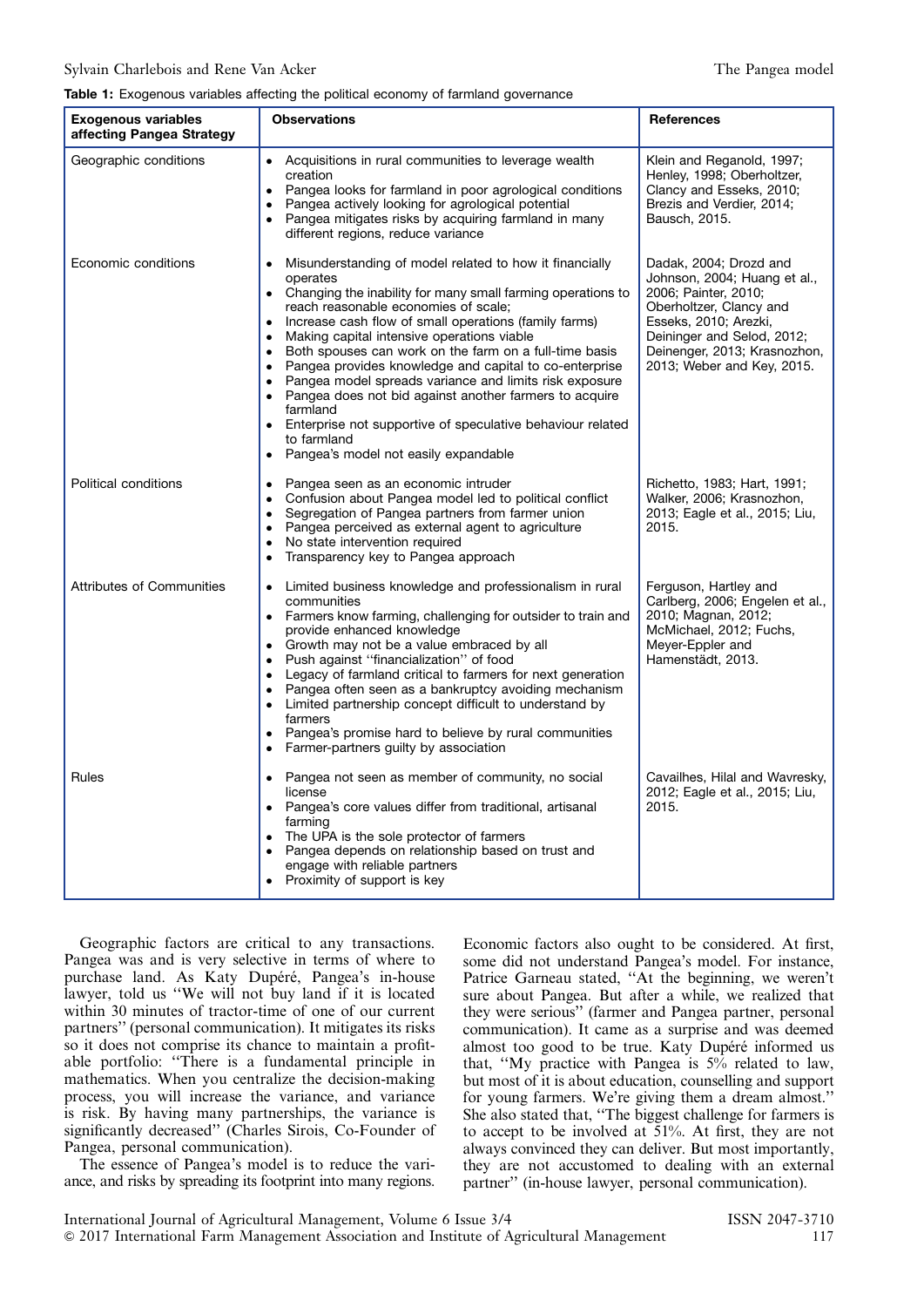**Table 1:** Exogenous variables affecting the political economy of farmland governance

| Exogenous variables affecting Pangea Strategy | Observations | References |
| --- | --- | --- |
| Geographic conditions | • Acquisitions in rural communities to leverage wealth creation<br>• Pangea looks for farmland in poor agrological conditions<br>• Pangea actively looking for agrological potential<br>• Pangea mitigates risks by acquiring farmland in many different regions, reduce variance | Klein and Reganold, 1997; Henley, 1998; Oberholtzer, Clancy and Esseks, 2010; Brezis and Verdier, 2014; Bausch, 2015. |
| Economic conditions | • Misunderstanding of model related to how it financially operates<br>• Changing the inability for many small farming operations to reach reasonable economies of scale;<br>• Increase cash flow of small operations (family farms)<br>• Making capital intensive operations viable<br>• Both spouses can work on the farm on a full-time basis<br>• Pangea provides knowledge and capital to co-enterprise<br>• Pangea model spreads variance and limits risk exposure<br>• Pangea does not bid against another farmers to acquire farmland<br>• Enterprise not supportive of speculative behaviour related to farmland<br>• Pangea's model not easily expandable | Dadak, 2004; Drozd and Johnson, 2004; Huang et al., 2006; Painter, 2010; Oberholtzer, Clancy and Esseks, 2010; Arezki, Deininger and Selod, 2012; Deinenger, 2013; Krasnozhon, 2013; Weber and Key, 2015. |
| Political conditions | • Pangea seen as an economic intruder<br>• Confusion about Pangea model led to political conflict<br>• Segregation of Pangea partners from farmer union<br>• Pangea perceived as external agent to agriculture<br>• No state intervention required<br>• Transparency key to Pangea approach | Richetto, 1983; Hart, 1991; Walker, 2006; Krasnozhon, 2013; Eagle et al., 2015; Liu, 2015. |
| Attributes of Communities | • Limited business knowledge and professionalism in rural communities<br>• Farmers know farming, challenging for outsider to train and provide enhanced knowledge<br>• Growth may not be a value embraced by all<br>• Push against "financialization" of food<br>• Legacy of farmland critical to farmers for next generation<br>• Pangea often seen as a bankruptcy avoiding mechanism<br>• Limited partnership concept difficult to understand by farmers<br>• Pangea's promise hard to believe by rural communities<br>• Farmer-partners guilty by association | Ferguson, Hartley and Carlberg, 2006; Engelen et al., 2010; Magnan, 2012; McMichael, 2012; Fuchs, Meyer-Eppler and Hamenstädt, 2013. |
| Rules | • Pangea not seen as member of community, no social license<br>• Pangea's core values differ from traditional, artisanal farming<br>• The UPA is the sole protector of farmers<br>• Pangea depends on relationship based on trust and engage with reliable partners<br>• Proximity of support is key | Cavailhes, Hilal and Wavresky, 2012; Eagle et al., 2015; Liu, 2015. |

Geographic factors are critical to any transactions. Pangea was and is very selective in terms of where to purchase land. As Katy Dupéré, Pangea's in-house lawyer, told us "We will not buy land if it is located within 30 minutes of tractor-time of one of our current partners" (personal communication). It mitigates its risks so it does not comprise its chance to maintain a profitable portfolio: "There is a fundamental principle in mathematics. When you centralize the decision-making process, you will increase the variance, and variance is risk. By having many partnerships, the variance is significantly decreased" (Charles Sirois, Co-Founder of Pangea, personal communication).

The essence of Pangea's model is to reduce the variance, and risks by spreading its footprint into many regions. Economic factors also ought to be considered. At first, some did not understand Pangea's model. For instance, Patrice Garneau stated, "At the beginning, we weren't sure about Pangea. But after a while, we realized that they were serious" (farmer and Pangea partner, personal communication). It came as a surprise and was deemed almost too good to be true. Katy Dupéré informed us that, "My practice with Pangea is 5% related to law, but most of it is about education, counselling and support for young farmers. We're giving them a dream almost." She also stated that, "The biggest challenge for farmers is to accept to be involved at 51%. At first, they are not always convinced they can deliver. But most importantly, they are not accustomed to dealing with an external partner" (in-house lawyer, personal communication).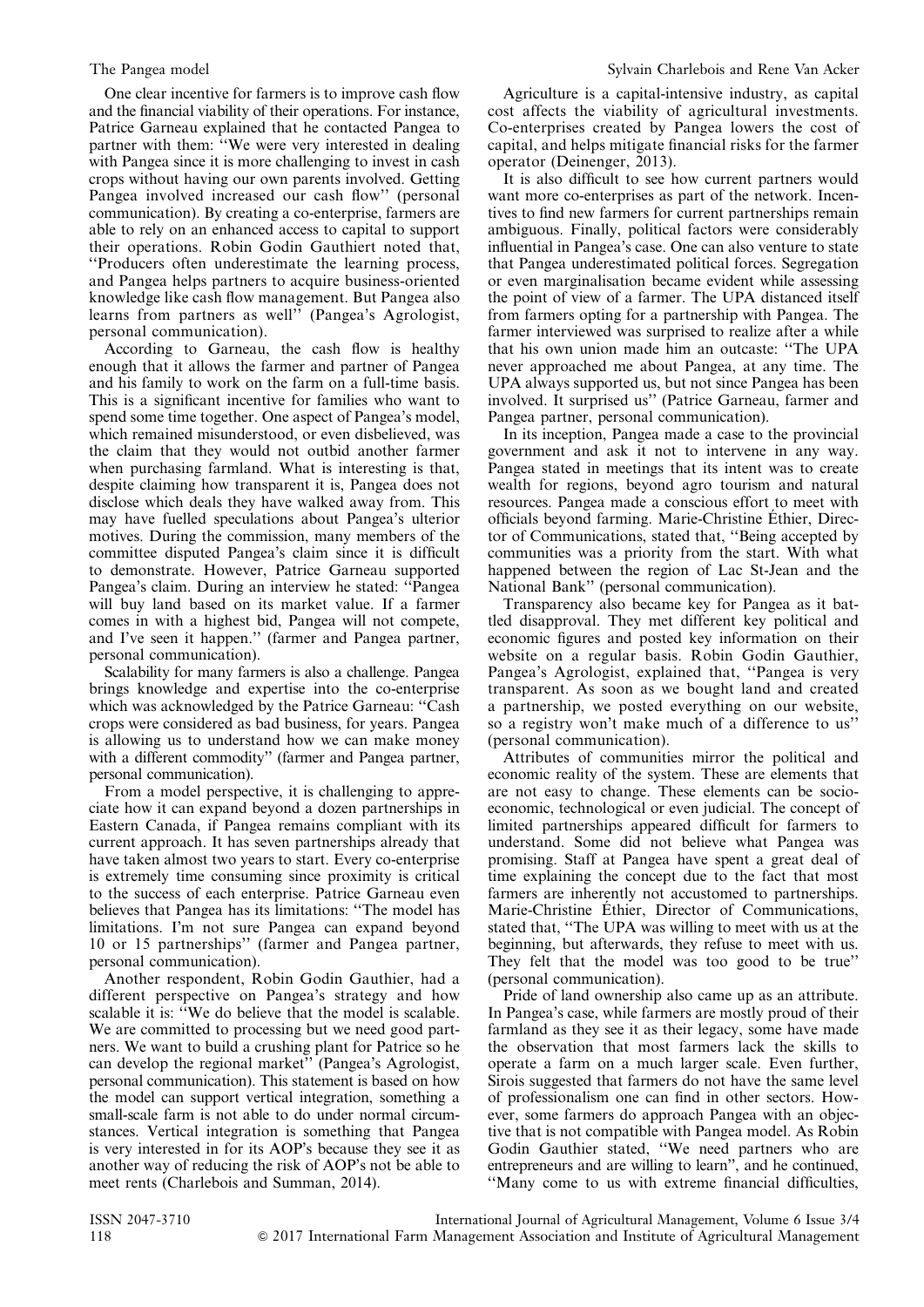One clear incentive for farmers is to improve cash flow and the financial viability of their operations. For instance, Patrice Garneau explained that he contacted Pangea to partner with them: ''We were very interested in dealing with Pangea since it is more challenging to invest in cash crops without having our own parents involved. Getting Pangea involved increased our cash flow'' (personal communication). By creating a co-enterprise, farmers are able to rely on an enhanced access to capital to support their operations. Robin Godin Gauthiert noted that, ''Producers often underestimate the learning process, and Pangea helps partners to acquire business-oriented knowledge like cash flow management. But Pangea also learns from partners as well'' (Pangea's Agrologist, personal communication).

According to Garneau, the cash flow is healthy enough that it allows the farmer and partner of Pangea and his family to work on the farm on a full-time basis. This is a significant incentive for families who want to spend some time together. One aspect of Pangea's model, which remained misunderstood, or even disbelieved, was the claim that they would not outbid another farmer when purchasing farmland. What is interesting is that, despite claiming how transparent it is, Pangea does not disclose which deals they have walked away from. This may have fuelled speculations about Pangea's ulterior motives. During the commission, many members of the committee disputed Pangea's claim since it is difficult to demonstrate. However, Patrice Garneau supported Pangea's claim. During an interview he stated: ''Pangea will buy land based on its market value. If a farmer comes in with a highest bid, Pangea will not compete, and I've seen it happen.'' (farmer and Pangea partner, personal communication).

Scalability for many farmers is also a challenge. Pangea brings knowledge and expertise into the co-enterprise which was acknowledged by the Patrice Garneau: ''Cash crops were considered as bad business, for years. Pangea is allowing us to understand how we can make money with a different commodity'' (farmer and Pangea partner, personal communication).

From a model perspective, it is challenging to appreciate how it can expand beyond a dozen partnerships in Eastern Canada, if Pangea remains compliant with its current approach. It has seven partnerships already that have taken almost two years to start. Every co-enterprise is extremely time consuming since proximity is critical to the success of each enterprise. Patrice Garneau even believes that Pangea has its limitations: ''The model has limitations. I'm not sure Pangea can expand beyond 10 or 15 partnerships'' (farmer and Pangea partner, personal communication).

Another respondent, Robin Godin Gauthier, had a different perspective on Pangea's strategy and how scalable it is: ''We do believe that the model is scalable. We are committed to processing but we need good partners. We want to build a crushing plant for Patrice so he can develop the regional market'' (Pangea's Agrologist, personal communication). This statement is based on how the model can support vertical integration, something a small-scale farm is not able to do under normal circumstances. Vertical integration is something that Pangea is very interested in for its AOP's because they see it as another way of reducing the risk of AOP's not be able to meet rents (Charlebois and Summan, 2014).

Agriculture is a capital-intensive industry, as capital cost affects the viability of agricultural investments. Co-enterprises created by Pangea lowers the cost of capital, and helps mitigate financial risks for the farmer operator (Deinenger, 2013).

It is also difficult to see how current partners would want more co-enterprises as part of the network. Incentives to find new farmers for current partnerships remain ambiguous. Finally, political factors were considerably influential in Pangea's case. One can also venture to state that Pangea underestimated political forces. Segregation or even marginalisation became evident while assessing the point of view of a farmer. The UPA distanced itself from farmers opting for a partnership with Pangea. The farmer interviewed was surprised to realize after a while that his own union made him an outcaste: ''The UPA never approached me about Pangea, at any time. The UPA always supported us, but not since Pangea has been involved. It surprised us'' (Patrice Garneau, farmer and Pangea partner, personal communication).

In its inception, Pangea made a case to the provincial government and ask it not to intervene in any way. Pangea stated in meetings that its intent was to create wealth for regions, beyond agro tourism and natural resources. Pangea made a conscious effort to meet with officials beyond farming. Marie-Christine Éthier, Director of Communications, stated that, ''Being accepted by communities was a priority from the start. With what happened between the region of Lac St-Jean and the National Bank'' (personal communication).

Transparency also became key for Pangea as it battled disapproval. They met different key political and economic figures and posted key information on their website on a regular basis. Robin Godin Gauthier, Pangea's Agrologist, explained that, ''Pangea is very transparent. As soon as we bought land and created a partnership, we posted everything on our website, so a registry won't make much of a difference to us'' (personal communication).

Attributes of communities mirror the political and economic reality of the system. These are elements that are not easy to change. These elements can be socio-economic, technological or even judicial. The concept of limited partnerships appeared difficult for farmers to understand. Some did not believe what Pangea was promising. Staff at Pangea have spent a great deal of time explaining the concept due to the fact that most farmers are inherently not accustomed to partnerships. Marie-Christine Éthier, Director of Communications, stated that, ''The UPA was willing to meet with us at the beginning, but afterwards, they refuse to meet with us. They felt that the model was too good to be true'' (personal communication).

Pride of land ownership also came up as an attribute. In Pangea's case, while farmers are mostly proud of their farmland as they see it as their legacy, some have made the observation that most farmers lack the skills to operate a farm on a much larger scale. Even further, Sirois suggested that farmers do not have the same level of professionalism one can find in other sectors. However, some farmers do approach Pangea with an objective that is not compatible with Pangea model. As Robin Godin Gauthier stated, ''We need partners who are entrepreneurs and are willing to learn'', and he continued, ''Many come to us with extreme financial difficulties,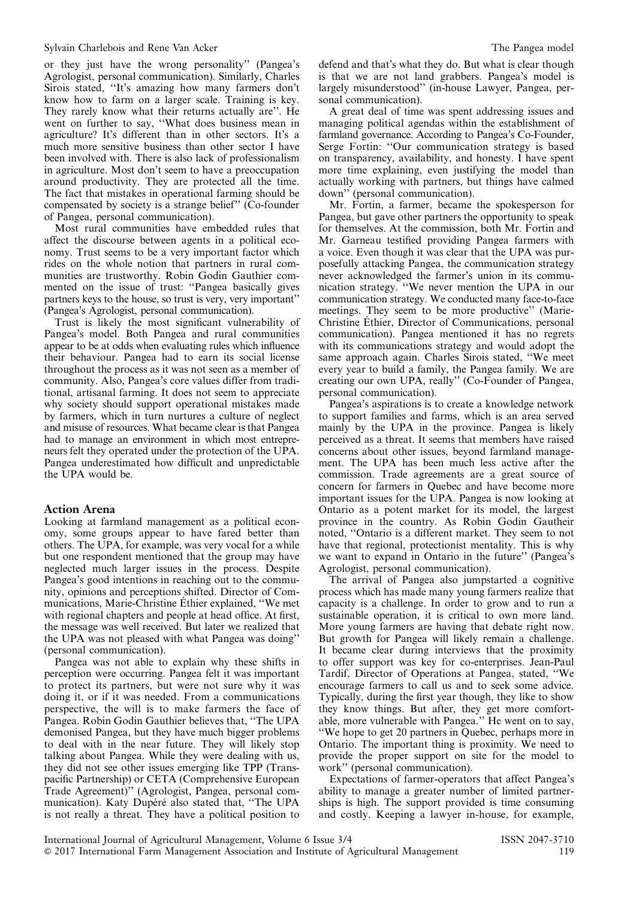or they just have the wrong personality'' (Pangea's Agrologist, personal communication). Similarly, Charles Sirois stated, ''It's amazing how many farmers don't know how to farm on a larger scale. Training is key. They rarely know what their returns actually are''. He went on further to say, ''What does business mean in agriculture? It's different than in other sectors. It's a much more sensitive business than other sector I have been involved with. There is also lack of professionalism in agriculture. Most don't seem to have a preoccupation around productivity. They are protected all the time. The fact that mistakes in operational farming should be compensated by society is a strange belief'' (Co-founder of Pangea, personal communication).

Most rural communities have embedded rules that affect the discourse between agents in a political economy. Trust seems to be a very important factor which rides on the whole notion that partners in rural communities are trustworthy. Robin Godin Gauthier commented on the issue of trust: ''Pangea basically gives partners keys to the house, so trust is very, very important'' (Pangea's Agrologist, personal communication).

Trust is likely the most significant vulnerability of Pangea's model. Both Pangea and rural communities appear to be at odds when evaluating rules which influence their behaviour. Pangea had to earn its social license throughout the process as it was not seen as a member of community. Also, Pangea's core values differ from traditional, artisanal farming. It does not seem to appreciate why society should support operational mistakes made by farmers, which in turn nurtures a culture of neglect and misuse of resources. What became clear is that Pangea had to manage an environment in which most entrepreneurs felt they operated under the protection of the UPA. Pangea underestimated how difficult and unpredictable the UPA would be.

## Action Arena

Looking at farmland management as a political economy, some groups appear to have fared better than others. The UPA, for example, was very vocal for a while but one respondent mentioned that the group may have neglected much larger issues in the process. Despite Pangea's good intentions in reaching out to the community, opinions and perceptions shifted. Director of Communications, Marie-Christine Éthier explained, ''We met with regional chapters and people at head office. At first, the message was well received. But later we realized that the UPA was not pleased with what Pangea was doing'' (personal communication).

Pangea was not able to explain why these shifts in perception were occurring. Pangea felt it was important to protect its partners, but were not sure why it was doing it, or if it was needed. From a communications perspective, the will is to make farmers the face of Pangea. Robin Godin Gauthier believes that, ''The UPA demonised Pangea, but they have much bigger problems to deal with in the near future. They will likely stop talking about Pangea. While they were dealing with us, they did not see other issues emerging like TPP (Transpacific Partnership) or CETA (Comprehensive European Trade Agreement)'' (Agrologist, Pangea, personal communication). Katy Dupéré also stated that, ''The UPA is not really a threat. They have a political position to defend and that's what they do. But what is clear though is that we are not land grabbers. Pangea's model is largely misunderstood'' (in-house Lawyer, Pangea, personal communication).

A great deal of time was spent addressing issues and managing political agendas within the establishment of farmland governance. According to Pangea's Co-Founder, Serge Fortin: ''Our communication strategy is based on transparency, availability, and honesty. I have spent more time explaining, even justifying the model than actually working with partners, but things have calmed down'' (personal communication).

Mr. Fortin, a farmer, became the spokesperson for Pangea, but gave other partners the opportunity to speak for themselves. At the commission, both Mr. Fortin and Mr. Garneau testified providing Pangea farmers with a voice. Even though it was clear that the UPA was purposefully attacking Pangea, the communication strategy never acknowledged the farmer's union in its communication strategy. ''We never mention the UPA in our communication strategy. We conducted many face-to-face meetings. They seem to be more productive'' (Marie-Christine Éthier, Director of Communications, personal communication). Pangea mentioned it has no regrets with its communications strategy and would adopt the same approach again. Charles Sirois stated, ''We meet every year to build a family, the Pangea family. We are creating our own UPA, really'' (Co-Founder of Pangea, personal communication).

Pangea's aspirations is to create a knowledge network to support families and farms, which is an area served mainly by the UPA in the province. Pangea is likely perceived as a threat. It seems that members have raised concerns about other issues, beyond farmland management. The UPA has been much less active after the commission. Trade agreements are a great source of concern for farmers in Quebec and have become more important issues for the UPA. Pangea is now looking at Ontario as a potent market for its model, the largest province in the country. As Robin Godin Gautheir noted, ''Ontario is a different market. They seem to not have that regional, protectionist mentality. This is why we want to expand in Ontario in the future'' (Pangea's Agrologist, personal communication).

The arrival of Pangea also jumpstarted a cognitive process which has made many young farmers realize that capacity is a challenge. In order to grow and to run a sustainable operation, it is critical to own more land. More young farmers are having that debate right now. But growth for Pangea will likely remain a challenge. It became clear during interviews that the proximity to offer support was key for co-enterprises. Jean-Paul Tardif, Director of Operations at Pangea, stated, ''We encourage farmers to call us and to seek some advice. Typically, during the first year though, they like to show they know things. But after, they get more comfortable, more vulnerable with Pangea.'' He went on to say, ''We hope to get 20 partners in Quebec, perhaps more in Ontario. The important thing is proximity. We need to provide the proper support on site for the model to work'' (personal communication).

Expectations of farmer-operators that affect Pangea's ability to manage a greater number of limited partnerships is high. The support provided is time consuming and costly. Keeping a lawyer in-house, for example,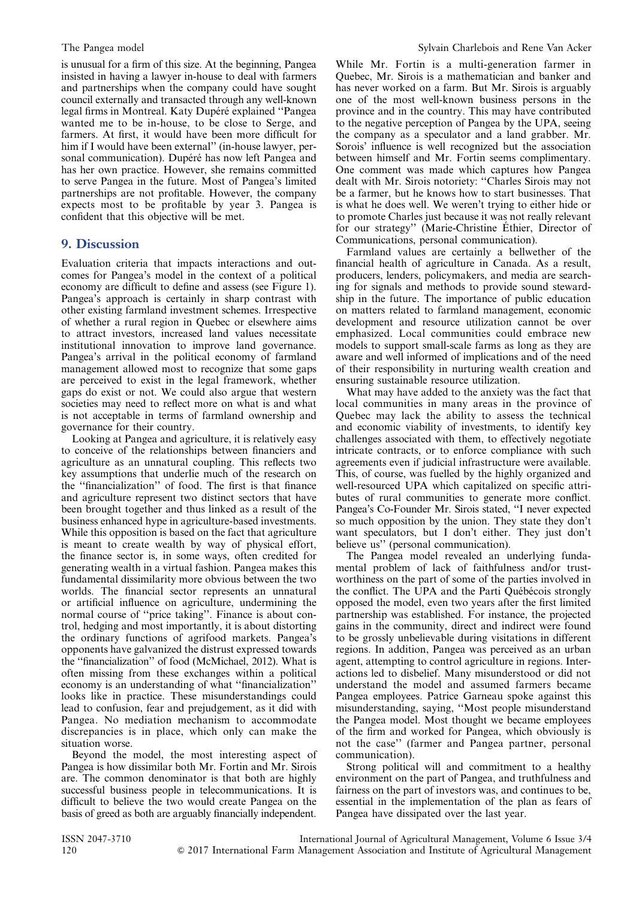is unusual for a firm of this size. At the beginning, Pangea insisted in having a lawyer in-house to deal with farmers and partnerships when the company could have sought council externally and transacted through any well-known legal firms in Montreal. Katy Dupéré explained ''Pangea wanted me to be in-house, to be close to Serge, and farmers. At first, it would have been more difficult for him if I would have been external'' (in-house lawyer, personal communication). Dupéré has now left Pangea and has her own practice. However, she remains committed to serve Pangea in the future. Most of Pangea's limited partnerships are not profitable. However, the company expects most to be profitable by year 3. Pangea is confident that this objective will be met.

## 9. Discussion

Evaluation criteria that impacts interactions and outcomes for Pangea's model in the context of a political economy are difficult to define and assess (see Figure 1). Pangea's approach is certainly in sharp contrast with other existing farmland investment schemes. Irrespective of whether a rural region in Quebec or elsewhere aims to attract investors, increased land values necessitate institutional innovation to improve land governance. Pangea's arrival in the political economy of farmland management allowed most to recognize that some gaps are perceived to exist in the legal framework, whether gaps do exist or not. We could also argue that western societies may need to reflect more on what is and what is not acceptable in terms of farmland ownership and governance for their country.

Looking at Pangea and agriculture, it is relatively easy to conceive of the relationships between financiers and agriculture as an unnatural coupling. This reflects two key assumptions that underlie much of the research on the ''financialization'' of food. The first is that finance and agriculture represent two distinct sectors that have been brought together and thus linked as a result of the business enhanced hype in agriculture-based investments. While this opposition is based on the fact that agriculture is meant to create wealth by way of physical effort, the finance sector is, in some ways, often credited for generating wealth in a virtual fashion. Pangea makes this fundamental dissimilarity more obvious between the two worlds. The financial sector represents an unnatural or artificial influence on agriculture, undermining the normal course of ''price taking''. Finance is about control, hedging and most importantly, it is about distorting the ordinary functions of agrifood markets. Pangea's opponents have galvanized the distrust expressed towards the ''financialization'' of food (McMichael, 2012). What is often missing from these exchanges within a political economy is an understanding of what ''financialization'' looks like in practice. These misunderstandings could lead to confusion, fear and prejudgement, as it did with Pangea. No mediation mechanism to accommodate discrepancies is in place, which only can make the situation worse.

Beyond the model, the most interesting aspect of Pangea is how dissimilar both Mr. Fortin and Mr. Sirois are. The common denominator is that both are highly successful business people in telecommunications. It is difficult to believe the two would create Pangea on the basis of greed as both are arguably financially independent. While Mr. Fortin is a multi-generation farmer in Quebec, Mr. Sirois is a mathematician and banker and has never worked on a farm. But Mr. Sirois is arguably one of the most well-known business persons in the province and in the country. This may have contributed to the negative perception of Pangea by the UPA, seeing the company as a speculator and a land grabber. Mr. Sorois' influence is well recognized but the association between himself and Mr. Fortin seems complimentary. One comment was made which captures how Pangea dealt with Mr. Sirois notoriety: ''Charles Sirois may not be a farmer, but he knows how to start businesses. That is what he does well. We weren't trying to either hide or to promote Charles just because it was not really relevant for our strategy'' (Marie-Christine Éthier, Director of Communications, personal communication).

Farmland values are certainly a bellwether of the financial health of agriculture in Canada. As a result, producers, lenders, policymakers, and media are searching for signals and methods to provide sound stewardship in the future. The importance of public education on matters related to farmland management, economic development and resource utilization cannot be over emphasized. Local communities could embrace new models to support small-scale farms as long as they are aware and well informed of implications and of the need of their responsibility in nurturing wealth creation and ensuring sustainable resource utilization.

What may have added to the anxiety was the fact that local communities in many areas in the province of Quebec may lack the ability to assess the technical and economic viability of investments, to identify key challenges associated with them, to effectively negotiate intricate contracts, or to enforce compliance with such agreements even if judicial infrastructure were available. This, of course, was fuelled by the highly organized and well-resourced UPA which capitalized on specific attributes of rural communities to generate more conflict. Pangea's Co-Founder Mr. Sirois stated, ''I never expected so much opposition by the union. They state they don't want speculators, but I don't either. They just don't believe us'' (personal communication).

The Pangea model revealed an underlying fundamental problem of lack of faithfulness and/or trustworthiness on the part of some of the parties involved in the conflict. The UPA and the Parti Québécois strongly opposed the model, even two years after the first limited partnership was established. For instance, the projected gains in the community, direct and indirect were found to be grossly unbelievable during visitations in different regions. In addition, Pangea was perceived as an urban agent, attempting to control agriculture in regions. Interactions led to disbelief. Many misunderstood or did not understand the model and assumed farmers became Pangea employees. Patrice Garneau spoke against this misunderstanding, saying, ''Most people misunderstand the Pangea model. Most thought we became employees of the firm and worked for Pangea, which obviously is not the case'' (farmer and Pangea partner, personal communication).

Strong political will and commitment to a healthy environment on the part of Pangea, and truthfulness and fairness on the part of investors was, and continues to be, essential in the implementation of the plan as fears of Pangea have dissipated over the last year.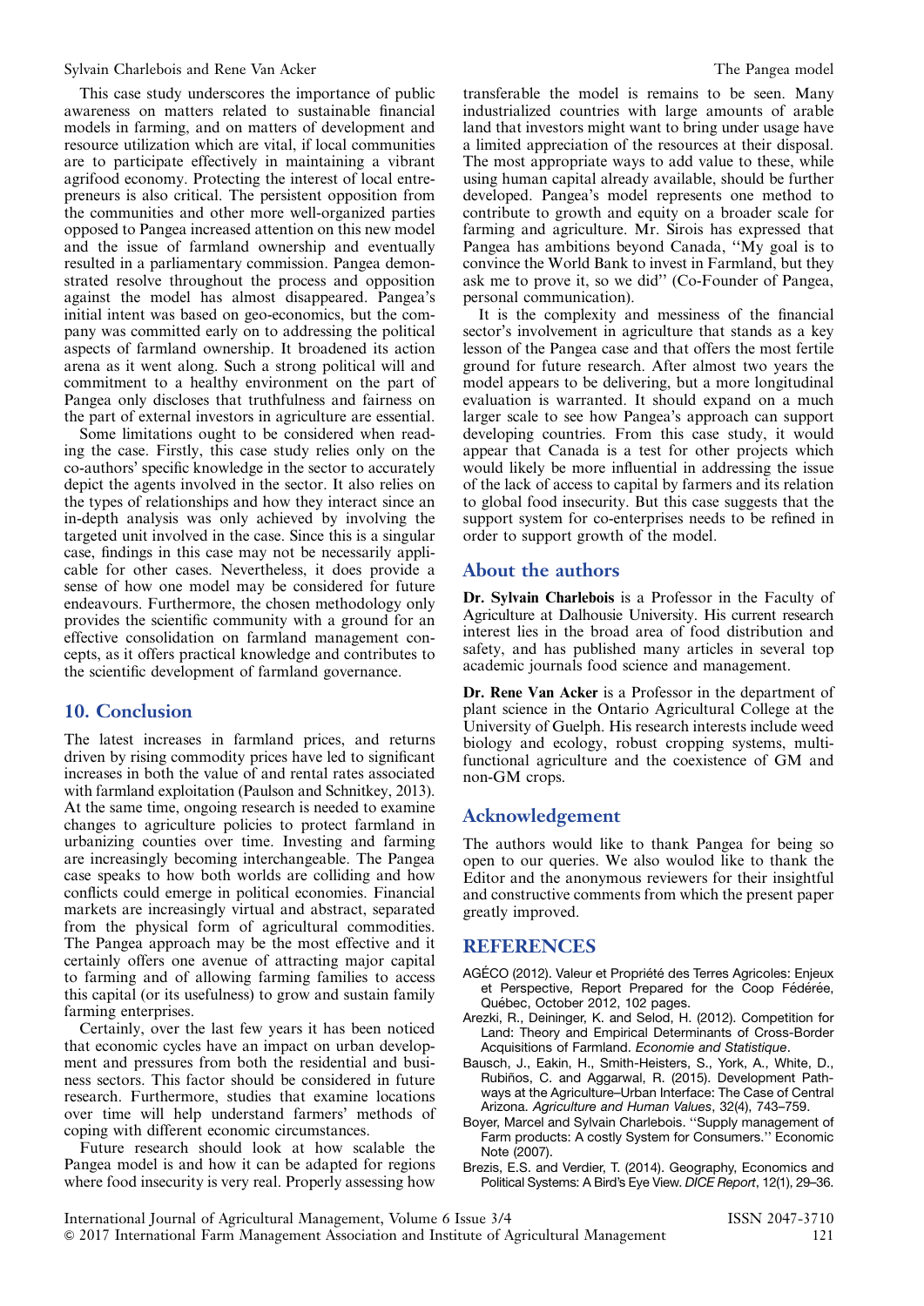This case study underscores the importance of public awareness on matters related to sustainable financial models in farming, and on matters of development and resource utilization which are vital, if local communities are to participate effectively in maintaining a vibrant agrifood economy. Protecting the interest of local entrepreneurs is also critical. The persistent opposition from the communities and other more well-organized parties opposed to Pangea increased attention on this new model and the issue of farmland ownership and eventually resulted in a parliamentary commission. Pangea demonstrated resolve throughout the process and opposition against the model has almost disappeared. Pangea's initial intent was based on geo-economics, but the company was committed early on to addressing the political aspects of farmland ownership. It broadened its action arena as it went along. Such a strong political will and commitment to a healthy environment on the part of Pangea only discloses that truthfulness and fairness on the part of external investors in agriculture are essential.

Some limitations ought to be considered when reading the case. Firstly, this case study relies only on the co-authors' specific knowledge in the sector to accurately depict the agents involved in the sector. It also relies on the types of relationships and how they interact since an in-depth analysis was only achieved by involving the targeted unit involved in the case. Since this is a singular case, findings in this case may not be necessarily applicable for other cases. Nevertheless, it does provide a sense of how one model may be considered for future endeavours. Furthermore, the chosen methodology only provides the scientific community with a ground for an effective consolidation on farmland management concepts, as it offers practical knowledge and contributes to the scientific development of farmland governance.

## 10. Conclusion

The latest increases in farmland prices, and returns driven by rising commodity prices have led to significant increases in both the value of and rental rates associated with farmland exploitation (Paulson and Schnitkey, 2013). At the same time, ongoing research is needed to examine changes to agriculture policies to protect farmland in urbanizing counties over time. Investing and farming are increasingly becoming interchangeable. The Pangea case speaks to how both worlds are colliding and how conflicts could emerge in political economies. Financial markets are increasingly virtual and abstract, separated from the physical form of agricultural commodities. The Pangea approach may be the most effective and it certainly offers one avenue of attracting major capital to farming and of allowing farming families to access this capital (or its usefulness) to grow and sustain family farming enterprises.

Certainly, over the last few years it has been noticed that economic cycles have an impact on urban development and pressures from both the residential and business sectors. This factor should be considered in future research. Furthermore, studies that examine locations over time will help understand farmers' methods of coping with different economic circumstances.

Future research should look at how scalable the Pangea model is and how it can be adapted for regions where food insecurity is very real. Properly assessing how transferable the model is remains to be seen. Many industrialized countries with large amounts of arable land that investors might want to bring under usage have a limited appreciation of the resources at their disposal. The most appropriate ways to add value to these, while using human capital already available, should be further developed. Pangea's model represents one method to contribute to growth and equity on a broader scale for farming and agriculture. Mr. Sirois has expressed that Pangea has ambitions beyond Canada, ''My goal is to convince the World Bank to invest in Farmland, but they ask me to prove it, so we did'' (Co-Founder of Pangea, personal communication).

It is the complexity and messiness of the financial sector's involvement in agriculture that stands as a key lesson of the Pangea case and that offers the most fertile ground for future research. After almost two years the model appears to be delivering, but a more longitudinal evaluation is warranted. It should expand on a much larger scale to see how Pangea's approach can support developing countries. From this case study, it would appear that Canada is a test for other projects which would likely be more influential in addressing the issue of the lack of access to capital by farmers and its relation to global food insecurity. But this case suggests that the support system for co-enterprises needs to be refined in order to support growth of the model.

## About the authors

**Dr. Sylvain Charlebois** is a Professor in the Faculty of Agriculture at Dalhousie University. His current research interest lies in the broad area of food distribution and safety, and has published many articles in several top academic journals food science and management.

**Dr. Rene Van Acker** is a Professor in the department of plant science in the Ontario Agricultural College at the University of Guelph. His research interests include weed biology and ecology, robust cropping systems, multi-functional agriculture and the coexistence of GM and non-GM crops.

## Acknowledgement

The authors would like to thank Pangea for being so open to our queries. We also woould like to thank the Editor and the anonymous reviewers for their insightful and constructive comments from which the present paper greatly improved.

## REFERENCES

AGÉCO (2012). Valeur et Propriété des Terres Agricoles: Enjeux et Perspective, Report Prepared for the Coop Fédérée, Québec, October 2012, 102 pages.

Arezki, R., Deininger, K. and Selod, H. (2012). Competition for Land: Theory and Empirical Determinants of Cross-Border Acquisitions of Farmland. *Economie and Statistique*.

Bausch, J., Eakin, H., Smith-Heisters, S., York, A., White, D., Rubiños, C. and Aggarwal, R. (2015). Development Pathways at the Agriculture–Urban Interface: The Case of Central Arizona. *Agriculture and Human Values*, 32(4), 743–759.

Boyer, Marcel and Sylvain Charlebois. ''Supply management of Farm products: A costly System for Consumers.'' Economic Note (2007).

Brezis, E.S. and Verdier, T. (2014). Geography, Economics and Political Systems: A Bird's Eye View. *DICE Report*, 12(1), 29–36.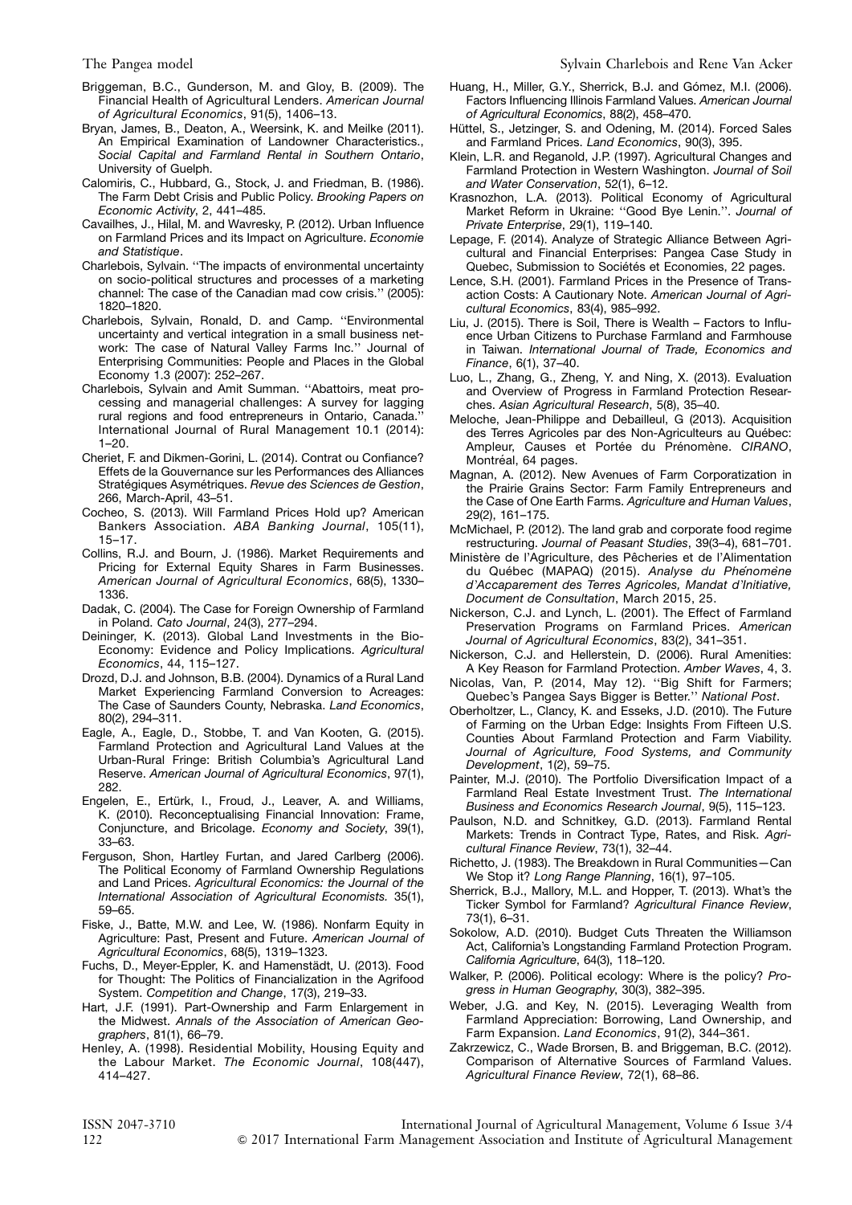Briggeman, B.C., Gunderson, M. and Gloy, B. (2009). The Financial Health of Agricultural Lenders. *American Journal of Agricultural Economics*, 91(5), 1406–13.

Bryan, James, B., Deaton, A., Weersink, K. and Meilke (2011). An Empirical Examination of Landowner Characteristics., *Social Capital and Farmland Rental in Southern Ontario*, University of Guelph.

Calomiris, C., Hubbard, G., Stock, J. and Friedman, B. (1986). The Farm Debt Crisis and Public Policy. *Brooking Papers on Economic Activity*, 2, 441–485.

Cavailhes, J., Hilal, M. and Wavresky, P. (2012). Urban Influence on Farmland Prices and its Impact on Agriculture. *Economie and Statistique*.

Charlebois, Sylvain. ''The impacts of environmental uncertainty on socio-political structures and processes of a marketing channel: The case of the Canadian mad cow crisis.'' (2005): 1820–1820.

Charlebois, Sylvain, Ronald, D. and Camp. ''Environmental uncertainty and vertical integration in a small business network: The case of Natural Valley Farms Inc.'' Journal of Enterprising Communities: People and Places in the Global Economy 1.3 (2007): 252–267.

Charlebois, Sylvain and Amit Summan. ''Abattoirs, meat processing and managerial challenges: A survey for lagging rural regions and food entrepreneurs in Ontario, Canada.'' International Journal of Rural Management 10.1 (2014): 1–20.

Cheriet, F. and Dikmen-Gorini, L. (2014). Contrat ou Confiance? Effets de la Gouvernance sur les Performances des Alliances Stratégiques Asymétriques. *Revue des Sciences de Gestion*, 266, March-April, 43–51.

Cocheo, S. (2013). Will Farmland Prices Hold up? American Bankers Association. *ABA Banking Journal*, 105(11), 15–17.

Collins, R.J. and Bourn, J. (1986). Market Requirements and Pricing for External Equity Shares in Farm Businesses. *American Journal of Agricultural Economics*, 68(5), 1330–1336.

Dadak, C. (2004). The Case for Foreign Ownership of Farmland in Poland. *Cato Journal*, 24(3), 277–294.

Deininger, K. (2013). Global Land Investments in the Bio-Economy: Evidence and Policy Implications. *Agricultural Economics*, 44, 115–127.

Drozd, D.J. and Johnson, B.B. (2004). Dynamics of a Rural Land Market Experiencing Farmland Conversion to Acreages: The Case of Saunders County, Nebraska. *Land Economics*, 80(2), 294–311.

Eagle, A., Eagle, D., Stobbe, T. and Van Kooten, G. (2015). Farmland Protection and Agricultural Land Values at the Urban-Rural Fringe: British Columbia's Agricultural Land Reserve. *American Journal of Agricultural Economics*, 97(1), 282.

Engelen, E., Ertürk, I., Froud, J., Leaver, A. and Williams, K. (2010). Reconceptualising Financial Innovation: Frame, Conjuncture, and Bricolage. *Economy and Society*, 39(1), 33–63.

Ferguson, Shon, Hartley Furtan, and Jared Carlberg (2006). The Political Economy of Farmland Ownership Regulations and Land Prices. *Agricultural Economics: The Journal of the International Association of Agricultural Economists.* 35(1), 59–65.

Fiske, J., Batte, M.W. and Lee, W. (1986). Nonfarm Equity in Agriculture: Past, Present and Future. *American Journal of Agricultural Economics*, 68(5), 1319–1323.

Fuchs, D., Meyer-Eppler, K. and Hamenstädt, U. (2013). Food for Thought: The Politics of Financialization in the Agrifood System. *Competition and Change*, 17(3), 219–33.

Hart, J.F. (1991). Part-Ownership and Farm Enlargement in the Midwest. *Annals of the Association of American Geographers*, 81(1), 66–79.

Henley, A. (1998). Residential Mobility, Housing Equity and the Labour Market. *The Economic Journal*, 108(447), 414–427.

Huang, H., Miller, G.Y., Sherrick, B.J. and Gómez, M.I. (2006). Factors Influencing Illinois Farmland Values. *American Journal of Agricultural Economics*, 88(2), 458–470.

Hüttel, S., Jetzinger, S. and Odening, M. (2014). Forced Sales and Farmland Prices. *Land Economics*, 90(3), 395.

Klein, L.R. and Reganold, J.P. (1997). Agricultural Changes and Farmland Protection in Western Washington. *Journal of Soil and Water Conservation*, 52(1), 6–12.

Krasnozhon, L.A. (2013). Political Economy of Agricultural Market Reform in Ukraine: ''Good Bye Lenin.''. *Journal of Private Enterprise*, 29(1), 119–140.

Lepage, F. (2014). Analyze of Strategic Alliance Between Agricultural and Financial Enterprises: Pangea Case Study in Quebec, Submission to Sociétés et Economies, 22 pages.

Lence, S.H. (2001). Farmland Prices in the Presence of Transaction Costs: A Cautionary Note. *American Journal of Agricultural Economics*, 83(4), 985–992.

Liu, J. (2015). There is Soil, There is Wealth – Factors to Influence Urban Citizens to Purchase Farmland and Farmhouse in Taiwan. *International Journal of Trade, Economics and Finance*, 6(1), 37–40.

Luo, L., Zhang, G., Zheng, Y. and Ning, X. (2013). Evaluation and Overview of Progress in Farmland Protection Researches. *Asian Agricultural Research*, 5(8), 35–40.

Meloche, Jean-Philippe and Debailleul, G (2013). Acquisition des Terres Agricoles par des Non-Agriculteurs au Québec: Ampleur, Causes et Portée du Prénomène. *CIRANO*, Montréal, 64 pages.

Magnan, A. (2012). New Avenues of Farm Corporatization in the Prairie Grains Sector: Farm Family Entrepreneurs and the Case of One Earth Farms. *Agriculture and Human Values*, 29(2), 161–175.

McMichael, P. (2012). The land grab and corporate food regime restructuring. *Journal of Peasant Studies*, 39(3–4), 681–701.

Ministère de l'Agriculture, des Pêcheries et de l'Alimentation du Québec (MAPAQ) (2015). *Analyse du Phénomène d'Accaparement des Terres Agricoles, Mandat d'Initiative, Document de Consultation*, March 2015, 25.

Nickerson, C.J. and Lynch, L. (2001). The Effect of Farmland Preservation Programs on Farmland Prices. *American Journal of Agricultural Economics*, 83(2), 341–351.

Nickerson, C.J. and Hellerstein, D. (2006). Rural Amenities: A Key Reason for Farmland Protection. *Amber Waves*, 4, 3.

Nicolas, Van, P. (2014, May 12). ''Big Shift for Farmers; Quebec's Pangea Says Bigger is Better.'' *National Post*.

Oberholtzer, L., Clancy, K. and Esseks, J.D. (2010). The Future of Farming on the Urban Edge: Insights From Fifteen U.S. Counties About Farmland Protection and Farm Viability. *Journal of Agriculture, Food Systems, and Community Development*, 1(2), 59–75.

Painter, M.J. (2010). The Portfolio Diversification Impact of a Farmland Real Estate Investment Trust. *The International Business and Economics Research Journal*, 9(5), 115–123.

Paulson, N.D. and Schnitkey, G.D. (2013). Farmland Rental Markets: Trends in Contract Type, Rates, and Risk. *Agricultural Finance Review*, 73(1), 32–44.

Richetto, J. (1983). The Breakdown in Rural Communities—Can We Stop it? *Long Range Planning*, 16(1), 97–105.

Sherrick, B.J., Mallory, M.L. and Hopper, T. (2013). What's the Ticker Symbol for Farmland? *Agricultural Finance Review*, 73(1), 6–31.

Sokolow, A.D. (2010). Budget Cuts Threaten the Williamson Act, California's Longstanding Farmland Protection Program. *California Agriculture*, 64(3), 118–120.

Walker, P. (2006). Political ecology: Where is the policy? *Progress in Human Geography*, 30(3), 382–395.

Weber, J.G. and Key, N. (2015). Leveraging Wealth from Farmland Appreciation: Borrowing, Land Ownership, and Farm Expansion. *Land Economics*, 91(2), 344–361.

Zakrzewicz, C., Wade Brorsen, B. and Briggeman, B.C. (2012). Comparison of Alternative Sources of Farmland Values. *Agricultural Finance Review*, 72(1), 68–86.